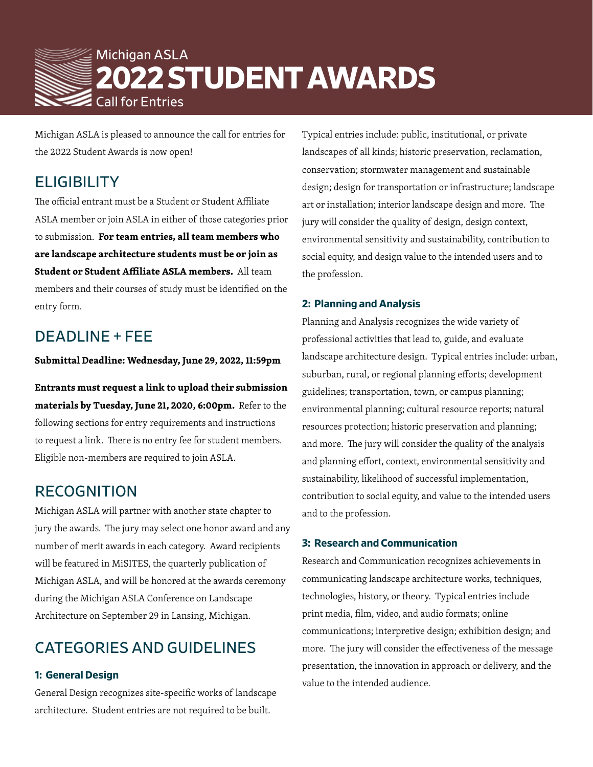Michigan ASLA

# 2022 STUDENT AWARDS

Call for Entries

Michigan ASLA is pleased to announce the call for entries for the 2022 Student Awards is now open!

## ELIGIBILITY

The official entrant must be a Student or Student Affiliate ASLA member or join ASLA in either of those categories prior to submission. **For team entries, all team members who are landscape architecture students must be or join as Student or Student Affiliate ASLA members.** All team members and their courses of study must be identified on the entry form.

## DEADLINE + FEE

**Submittal Deadline: Wednesday, June 29, 2022, 11:59pm**

**Entrants must request a link to upload their submission materials by Tuesday, June 21, 2020, 6:00pm.** Refer to the following sections for entry requirements and instructions to request a link. There is no entry fee for student members. Eligible non-members are required to join ASLA.

## RECOGNITION

Michigan ASLA will partner with another state chapter to jury the awards. The jury may select one honor award and any number of merit awards in each category. Award recipients will be featured in MiSITES, the quarterly publication of Michigan ASLA, and will be honored at the awards ceremony during the Michigan ASLA Conference on Landscape Architecture on September 29 in Lansing, Michigan.

## CATEGORIES AND GUIDELINES

### 1: General Design

General Design recognizes site-specific works of landscape architecture. Student entries are not required to be built. Typical entries include: public, institutional, or private landscapes of all kinds; historic preservation, reclamation, conservation; stormwater management and sustainable design; design for transportation or infrastructure; landscape art or installation; interior landscape design and more. The jury will consider the quality of design, design context, environmental sensitivity and sustainability, contribution to social equity, and design value to the intended users and to the profession.

### 2: Planning and Analysis

Planning and Analysis recognizes the wide variety of professional activities that lead to, guide, and evaluate landscape architecture design. Typical entries include: urban, suburban, rural, or regional planning efforts; development guidelines; transportation, town, or campus planning; environmental planning; cultural resource reports; natural resources protection; historic preservation and planning; and more. The jury will consider the quality of the analysis and planning effort, context, environmental sensitivity and sustainability, likelihood of successful implementation, contribution to social equity, and value to the intended users and to the profession.

### 3: Research and Communication

Research and Communication recognizes achievements in communicating landscape architecture works, techniques, technologies, history, or theory. Typical entries include print media, film, video, and audio formats; online communications; interpretive design; exhibition design; and more. The jury will consider the effectiveness of the message presentation, the innovation in approach or delivery, and the value to the intended audience.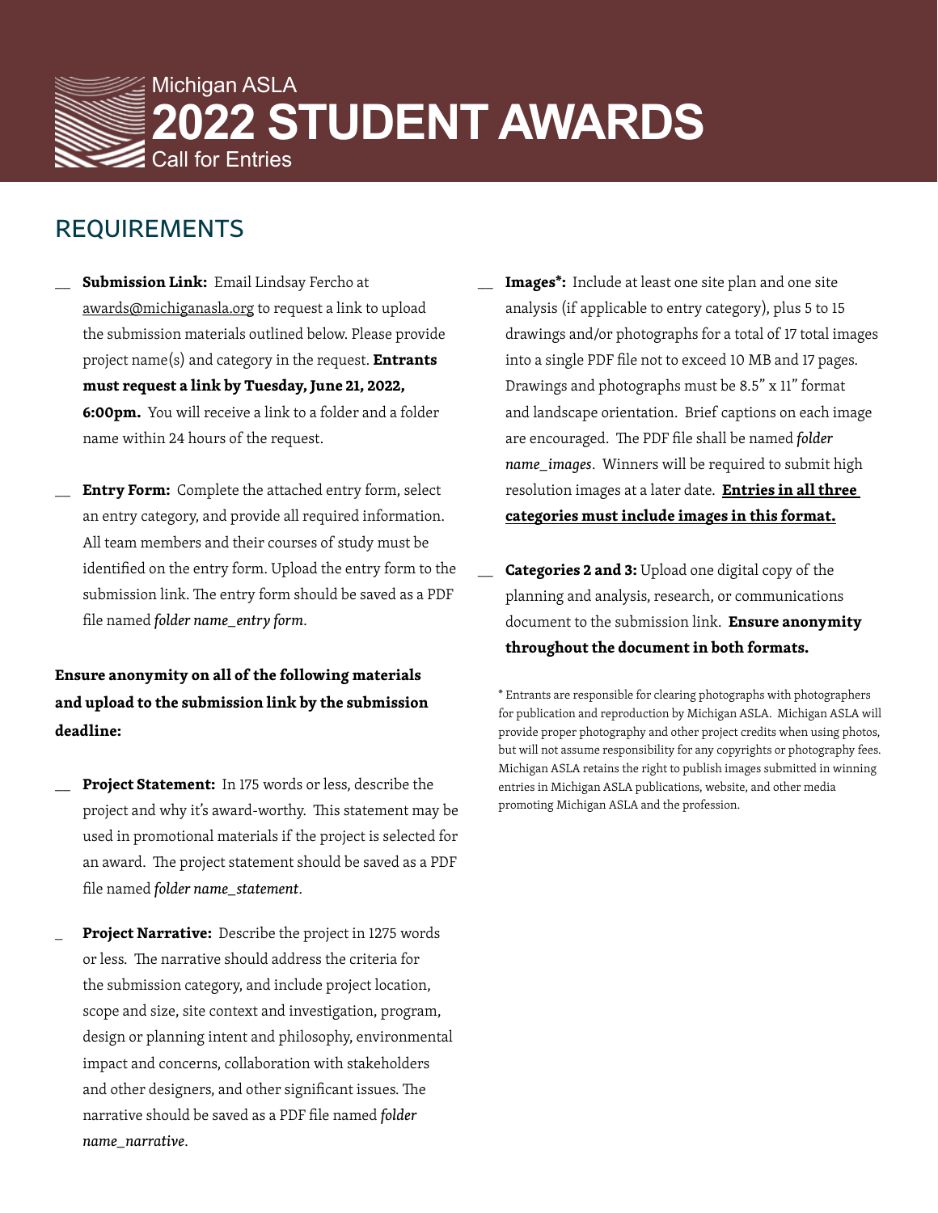Michigan ASLA

# 2022 STUDENT AWARDS

Call for Entries

## REQUIREMENTS

__ **Submission Link:** Email Lindsay Fercho at awards@michiganasla.org to request a link to upload the submission materials outlined below. Please provide project name(s) and category in the request. **Entrants must request a link by Tuesday, June 21, 2022, 6:00pm.** You will receive a link to a folder and a folder name within 24 hours of the request.

__ **Entry Form:** Complete the attached entry form, select an entry category, and provide all required information. All team members and their courses of study must be identified on the entry form. Upload the entry form to the submission link. The entry form should be saved as a PDF file named *folder name_entry form*.

**Ensure anonymity on all of the following materials and upload to the submission link by the submission deadline:**

__ **Project Statement:** In 175 words or less, describe the project and why it's award-worthy. This statement may be used in promotional materials if the project is selected for an award. The project statement should be saved as a PDF file named *folder name_statement*.

_ **Project Narrative:** Describe the project in 1275 words or less. The narrative should address the criteria for the submission category, and include project location, scope and size, site context and investigation, program, design or planning intent and philosophy, environmental impact and concerns, collaboration with stakeholders and other designers, and other significant issues. The narrative should be saved as a PDF file named *folder name_narrative*.

__ **Images*:** Include at least one site plan and one site analysis (if applicable to entry category), plus 5 to 15 drawings and/or photographs for a total of 17 total images into a single PDF file not to exceed 10 MB and 17 pages. Drawings and photographs must be 8.5" x 11" format and landscape orientation. Brief captions on each image are encouraged. The PDF file shall be named *folder name_images*. Winners will be required to submit high resolution images at a later date. **Entries in all three categories must include images in this format.**

__ **Categories 2 and 3:** Upload one digital copy of the planning and analysis, research, or communications document to the submission link. **Ensure anonymity throughout the document in both formats.**

* Entrants are responsible for clearing photographs with photographers for publication and reproduction by Michigan ASLA. Michigan ASLA will provide proper photography and other project credits when using photos, but will not assume responsibility for any copyrights or photography fees. Michigan ASLA retains the right to publish images submitted in winning entries in Michigan ASLA publications, website, and other media promoting Michigan ASLA and the profession.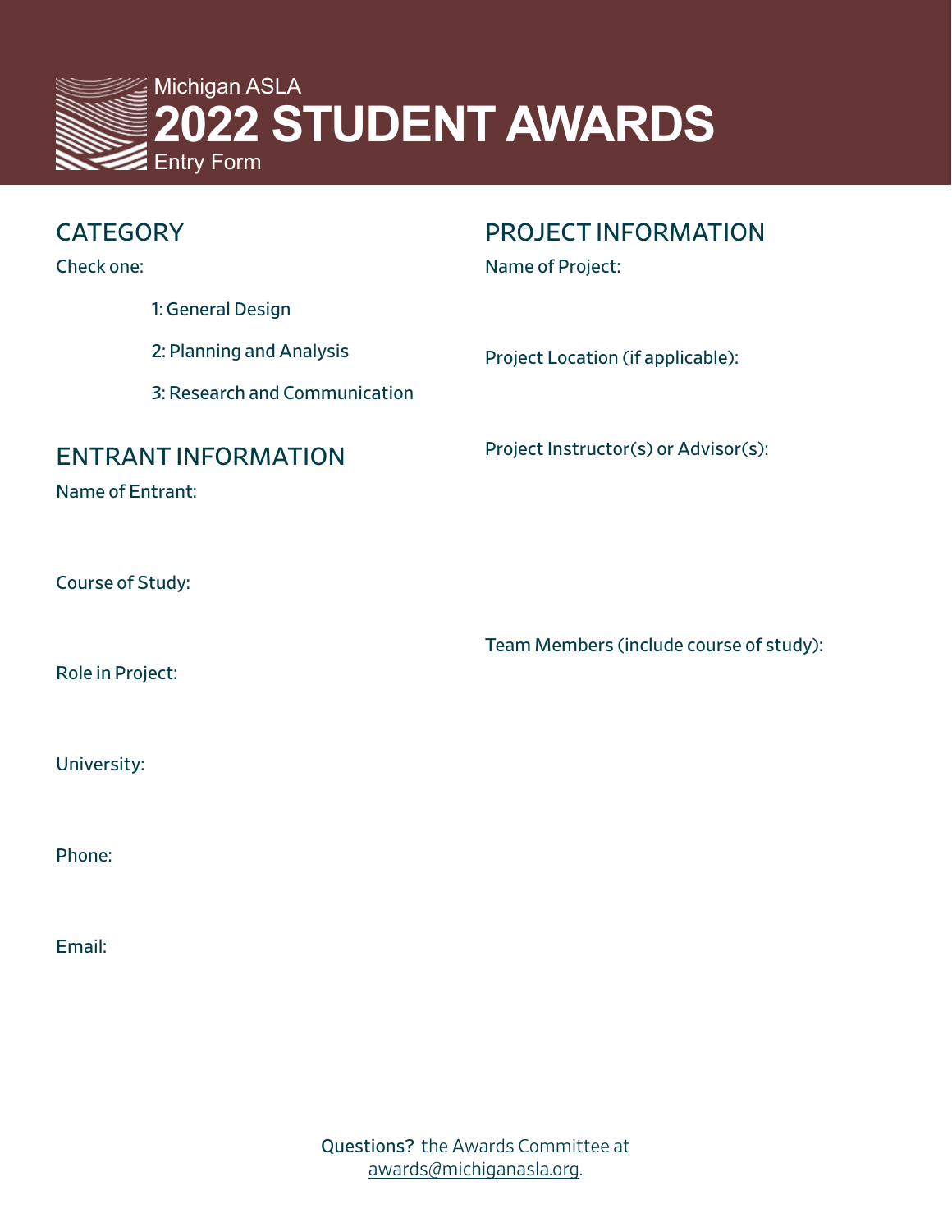Michigan ASLA

# 2022 STUDENT AWARDS

Entry Form

## CATEGORY

Check one:

1: General Design

2: Planning and Analysis

3: Research and Communication

## ENTRANT INFORMATION

Name of Entrant:

Course of Study:

Role in Project:

University:

Phone:

Email:

## PROJECT INFORMATION

Name of Project:

Project Location (if applicable):

Project Instructor(s) or Advisor(s):

Team Members (include course of study):

**Questions?** the Awards Committee at awards@michiganasla.org.